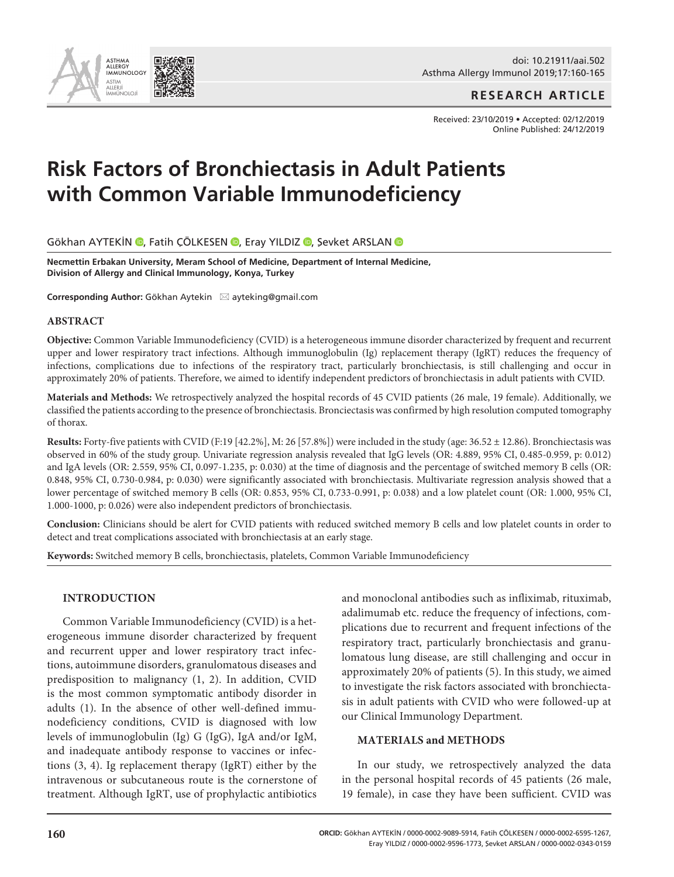RESEARCH ARTICLE

Received: 23/10/2019 • Accepted: 02/12/2019
Online Published: 24/12/2019

# Risk Factors of Bronchiectasis in Adult Patients with Common Variable Immunodeficiency

Gökhan AYTEKİN, Fatih ÇÖLKESEN, Eray YILDIZ, Şevket ARSLAN

**Necmettin Erbakan University, Meram School of Medicine, Department of Internal Medicine, Division of Allergy and Clinical Immunology, Konya, Turkey**

**Corresponding Author:** Gökhan Aytekin ayteking@gmail.com

## ABSTRACT

**Objective:** Common Variable Immunodeficiency (CVID) is a heterogeneous immune disorder characterized by frequent and recurrent upper and lower respiratory tract infections. Although immunoglobulin (Ig) replacement therapy (IgRT) reduces the frequency of infections, complications due to infections of the respiratory tract, particularly bronchiectasis, is still challenging and occur in approximately 20% of patients. Therefore, we aimed to identify independent predictors of bronchiectasis in adult patients with CVID.

**Materials and Methods:** We retrospectively analyzed the hospital records of 45 CVID patients (26 male, 19 female). Additionally, we classified the patients according to the presence of bronchiectasis. Bronciectasis was confirmed by high resolution computed tomography of thorax.

**Results:** Forty-five patients with CVID (F:19 [42.2%], M: 26 [57.8%]) were included in the study (age: 36.52 ± 12.86). Bronchiectasis was observed in 60% of the study group. Univariate regression analysis revealed that IgG levels (OR: 4.889, 95% CI, 0.485-0.959, p: 0.012) and IgA levels (OR: 2.559, 95% CI, 0.097-1.235, p: 0.030) at the time of diagnosis and the percentage of switched memory B cells (OR: 0.848, 95% CI, 0.730-0.984, p: 0.030) were significantly associated with bronchiectasis. Multivariate regression analysis showed that a lower percentage of switched memory B cells (OR: 0.853, 95% CI, 0.733-0.991, p: 0.038) and a low platelet count (OR: 1.000, 95% CI, 1.000-1000, p: 0.026) were also independent predictors of bronchiectasis.

**Conclusion:** Clinicians should be alert for CVID patients with reduced switched memory B cells and low platelet counts in order to detect and treat complications associated with bronchiectasis at an early stage.

**Keywords:** Switched memory B cells, bronchiectasis, platelets, Common Variable Immunodeficiency

## INTRODUCTION

Common Variable Immunodeficiency (CVID) is a heterogeneous immune disorder characterized by frequent and recurrent upper and lower respiratory tract infections, autoimmune disorders, granulomatous diseases and predisposition to malignancy (1, 2). In addition, CVID is the most common symptomatic antibody disorder in adults (1). In the absence of other well-defined immunodeficiency conditions, CVID is diagnosed with low levels of immunoglobulin (Ig) G (IgG), IgA and/or IgM, and inadequate antibody response to vaccines or infections (3, 4). Ig replacement therapy (IgRT) either by the intravenous or subcutaneous route is the cornerstone of treatment. Although IgRT, use of prophylactic antibiotics and monoclonal antibodies such as infliximab, rituximab, adalimumab etc. reduce the frequency of infections, complications due to recurrent and frequent infections of the respiratory tract, particularly bronchiectasis and granulomatous lung disease, are still challenging and occur in approximately 20% of patients (5). In this study, we aimed to investigate the risk factors associated with bronchiectasis in adult patients with CVID who were followed-up at our Clinical Immunology Department.

## MATERIALS and METHODS

In our study, we retrospectively analyzed the data in the personal hospital records of 45 patients (26 male, 19 female), in case they have been sufficient. CVID was

**ORCID:** Gökhan AYTEKİN / 0000-0002-9089-5914, Fatih ÇÖLKESEN / 0000-0002-6595-1267, Eray YILDIZ / 0000-0002-9596-1773, Şevket ARSLAN / 0000-0002-0343-0159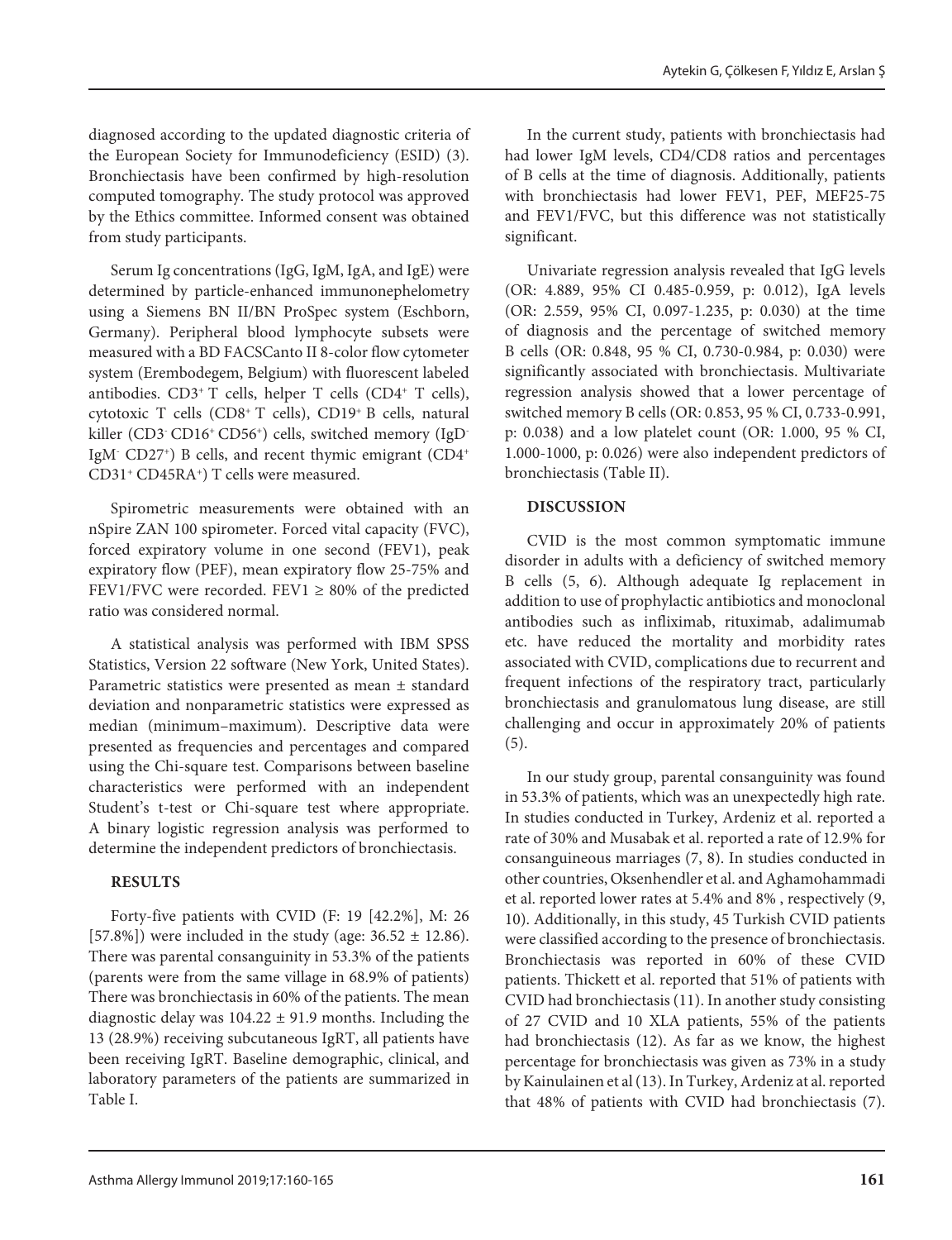diagnosed according to the updated diagnostic criteria of the European Society for Immunodeficiency (ESID) (3). Bronchiectasis have been confirmed by high-resolution computed tomography. The study protocol was approved by the Ethics committee. Informed consent was obtained from study participants.

Serum Ig concentrations (IgG, IgM, IgA, and IgE) were determined by particle-enhanced immunonephelometry using a Siemens BN II/BN ProSpec system (Eschborn, Germany). Peripheral blood lymphocyte subsets were measured with a BD FACSCanto II 8-color flow cytometer system (Erembodegem, Belgium) with fluorescent labeled antibodies. $CD3^+$ T cells, helper T cells ($CD4^+$ T cells), cytotoxic T cells ($CD8^+$ T cells), $CD19^+$ B cells, natural killer ($CD3^- CD16^+ CD56^+$) cells, switched memory ($IgD^- IgM^- CD27^+$) B cells, and recent thymic emigrant ($CD4^+ CD31^+ CD45RA^+$) T cells were measured.

Spirometric measurements were obtained with an nSpire ZAN 100 spirometer. Forced vital capacity (FVC), forced expiratory volume in one second (FEV1), peak expiratory flow (PEF), mean expiratory flow 25-75% and FEV1/FVC were recorded. FEV1 ≥ 80% of the predicted ratio was considered normal.

A statistical analysis was performed with IBM SPSS Statistics, Version 22 software (New York, United States). Parametric statistics were presented as mean ± standard deviation and nonparametric statistics were expressed as median (minimum–maximum). Descriptive data were presented as frequencies and percentages and compared using the Chi-square test. Comparisons between baseline characteristics were performed with an independent Student's t-test or Chi-square test where appropriate. A binary logistic regression analysis was performed to determine the independent predictors of bronchiectasis.

## RESULTS

Forty-five patients with CVID (F: 19 [42.2%], M: 26 [57.8%]) were included in the study (age: 36.52 ± 12.86). There was parental consanguinity in 53.3% of the patients (parents were from the same village in 68.9% of patients) There was bronchiectasis in 60% of the patients. The mean diagnostic delay was 104.22 ± 91.9 months. Including the 13 (28.9%) receiving subcutaneous IgRT, all patients have been receiving IgRT. Baseline demographic, clinical, and laboratory parameters of the patients are summarized in Table I.

In the current study, patients with bronchiectasis had had lower IgM levels, CD4/CD8 ratios and percentages of B cells at the time of diagnosis. Additionally, patients with bronchiectasis had lower FEV1, PEF, MEF25-75 and FEV1/FVC, but this difference was not statistically significant.

Univariate regression analysis revealed that IgG levels (OR: 4.889, 95% CI 0.485-0.959, p: 0.012), IgA levels (OR: 2.559, 95% CI, 0.097-1.235, p: 0.030) at the time of diagnosis and the percentage of switched memory B cells (OR: 0.848, 95 % CI, 0.730-0.984, p: 0.030) were significantly associated with bronchiectasis. Multivariate regression analysis showed that a lower percentage of switched memory B cells (OR: 0.853, 95 % CI, 0.733-0.991, p: 0.038) and a low platelet count (OR: 1.000, 95 % CI, 1.000-1000, p: 0.026) were also independent predictors of bronchiectasis (Table II).

## DISCUSSION

CVID is the most common symptomatic immune disorder in adults with a deficiency of switched memory B cells (5, 6). Although adequate Ig replacement in addition to use of prophylactic antibiotics and monoclonal antibodies such as infliximab, rituximab, adalimumab etc. have reduced the mortality and morbidity rates associated with CVID, complications due to recurrent and frequent infections of the respiratory tract, particularly bronchiectasis and granulomatous lung disease, are still challenging and occur in approximately 20% of patients (5).

In our study group, parental consanguinity was found in 53.3% of patients, which was an unexpectedly high rate. In studies conducted in Turkey, Ardeniz et al. reported a rate of 30% and Musabak et al. reported a rate of 12.9% for consanguineous marriages (7, 8). In studies conducted in other countries, Oksenhendler et al. and Aghamohammadi et al. reported lower rates at 5.4% and 8% , respectively (9, 10). Additionally, in this study, 45 Turkish CVID patients were classified according to the presence of bronchiectasis. Bronchiectasis was reported in 60% of these CVID patients. Thickett et al. reported that 51% of patients with CVID had bronchiectasis (11). In another study consisting of 27 CVID and 10 XLA patients, 55% of the patients had bronchiectasis (12). As far as we know, the highest percentage for bronchiectasis was given as 73% in a study by Kainulainen et al (13). In Turkey, Ardeniz at al. reported that 48% of patients with CVID had bronchiectasis (7).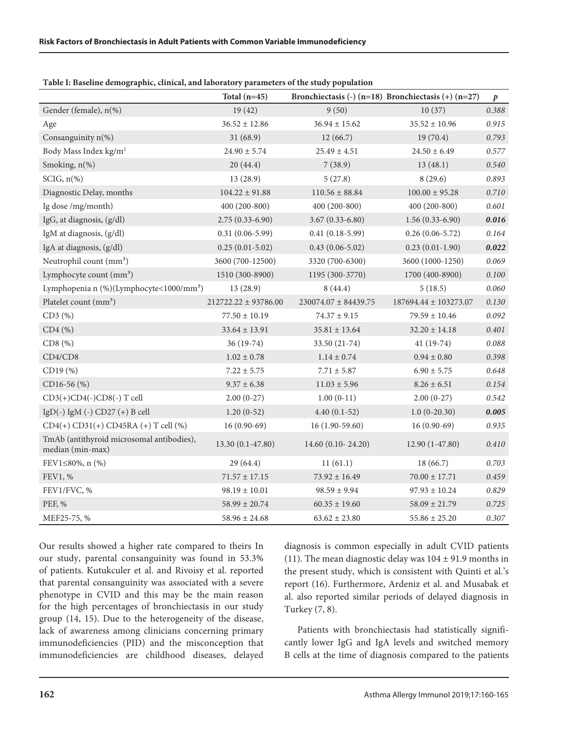**Table I: Baseline demographic, clinical, and laboratory parameters of the study population**

| | Total (n=45) | Bronchiectasis (-) (n=18) | Bronchiectasis (+) (n=27) | *p* |
|---|---|---|---|---|
| Gender (female), n(%) | 19 (42) | 9 (50) | 10 (37) | 0.388 |
| Age | 36.52 ± 12.86 | 36.94 ± 15.62 | 35.52 ± 10.96 | 0.915 |
| Consanguinity n(%) | 31 (68.9) | 12 (66.7) | 19 (70.4) | 0.793 |
| Body Mass Index kg/m$^2$ | 24.90 ± 5.74 | 25.49 ± 4.51 | 24.50 ± 6.49 | 0.577 |
| Smoking, n(%) | 20 (44.4) | 7 (38.9) | 13 (48.1) | 0.540 |
| SCIG, n(%) | 13 (28.9) | 5 (27.8) | 8 (29.6) | 0.893 |
| Diagnostic Delay, months | 104.22 ± 91.88 | 110.56 ± 88.84 | 100.00 ± 95.28 | 0.710 |
| Ig dose /mg/month) | 400 (200-800) | 400 (200-800) | 400 (200-800) | 0.601 |
| IgG, at diagnosis, (g/dl) | 2.75 (0.33-6.90) | 3.67 (0.33-6.80) | 1.56 (0.33-6.90) | **0.016** |
| IgM at diagnosis, (g/dl) | 0.31 (0.06-5.99) | 0.41 (0.18-5.99) | 0.26 (0.06-5.72) | 0.164 |
| IgA at diagnosis, (g/dl) | 0.25 (0.01-5.02) | 0.43 (0.06-5.02) | 0.23 (0.01-1.90) | **0.022** |
| Neutrophil count (mm$^3$) | 3600 (700-12500) | 3320 (700-6300) | 3600 (1000-1250) | 0.069 |
| Lymphocyte count (mm$^3$) | 1510 (300-8900) | 1195 (300-3770) | 1700 (400-8900) | 0.100 |
| Lymphopenia n (%)(Lymphocyte<1000/mm$^3$) | 13 (28.9) | 8 (44.4) | 5 (18.5) | 0.060 |
| Platelet count (mm$^3$) | 212722.22 ± 93786.00 | 230074.07 ± 84439.75 | 187694.44 ± 103273.07 | 0.130 |
| CD3 (%) | 77.50 ± 10.19 | 74.37 ± 9.15 | 79.59 ± 10.46 | 0.092 |
| CD4 (%) | 33.64 ± 13.91 | 35.81 ± 13.64 | 32.20 ± 14.18 | 0.401 |
| CD8 (%) | 36 (19-74) | 33.50 (21-74) | 41 (19-74) | 0.088 |
| CD4/CD8 | 1.02 ± 0.78 | 1.14 ± 0.74 | 0.94 ± 0.80 | 0.398 |
| CD19 (%) | 7.22 ± 5.75 | 7.71 ± 5.87 | 6.90 ± 5.75 | 0.648 |
| CD16-56 (%) | 9.37 ± 6.38 | 11.03 ± 5.96 | 8.26 ± 6.51 | 0.154 |
| CD3(+)CD4(-)CD8(-) T cell | 2.00 (0-27) | 1.00 (0-11) | 2.00 (0-27) | 0.542 |
| IgD(-) IgM (-) CD27 (+) B cell | 1.20 (0-52) | 4.40 (0.1-52) | 1.0 (0-20.30) | **0.005** |
| CD4(+) CD31(+) CD45RA (+) T cell (%) | 16 (0.90-69) | 16 (1.90-59.60) | 16 (0.90-69) | 0.935 |
| TmAb (antithyroid microsomal antibodies), median (min-max) | 13.30 (0.1-47.80) | 14.60 (0.10- 24.20) | 12.90 (1-47.80) | 0.410 |
| FEV1≤80%, n (%) | 29 (64.4) | 11 (61.1) | 18 (66.7) | 0.703 |
| FEV1, % | 71.57 ± 17.15 | 73.92 ± 16.49 | 70.00 ± 17.71 | 0.459 |
| FEV1/FVC, % | 98.19 ± 10.01 | 98.59 ± 9.94 | 97.93 ± 10.24 | 0.829 |
| PEF, % | 58.99 ± 20.74 | 60.35 ± 19.60 | 58.09 ± 21.79 | 0.725 |
| MEF25-75, % | 58.96 ± 24.68 | 63.62 ± 23.80 | 55.86 ± 25.20 | 0.307 |

Our results showed a higher rate compared to theirs In our study, parental consanguinity was found in 53.3% of patients. Kutukculer et al. and Rivoisy et al. reported that parental consanguinity was associated with a severe phenotype in CVID and this may be the main reason for the high percentages of bronchiectasis in our study group (14, 15). Due to the heterogeneity of the disease, lack of awareness among clinicians concerning primary immunodeficiencies (PID) and the misconception that immunodeficiencies are childhood diseases, delayed diagnosis is common especially in adult CVID patients (11). The mean diagnostic delay was 104 ± 91.9 months in the present study, which is consistent with Quinti et al.'s report (16). Furthermore, Ardeniz et al. and Musabak et al. also reported similar periods of delayed diagnosis in Turkey (7, 8).

Patients with bronchiectasis had statistically significantly lower IgG and IgA levels and switched memory B cells at the time of diagnosis compared to the patients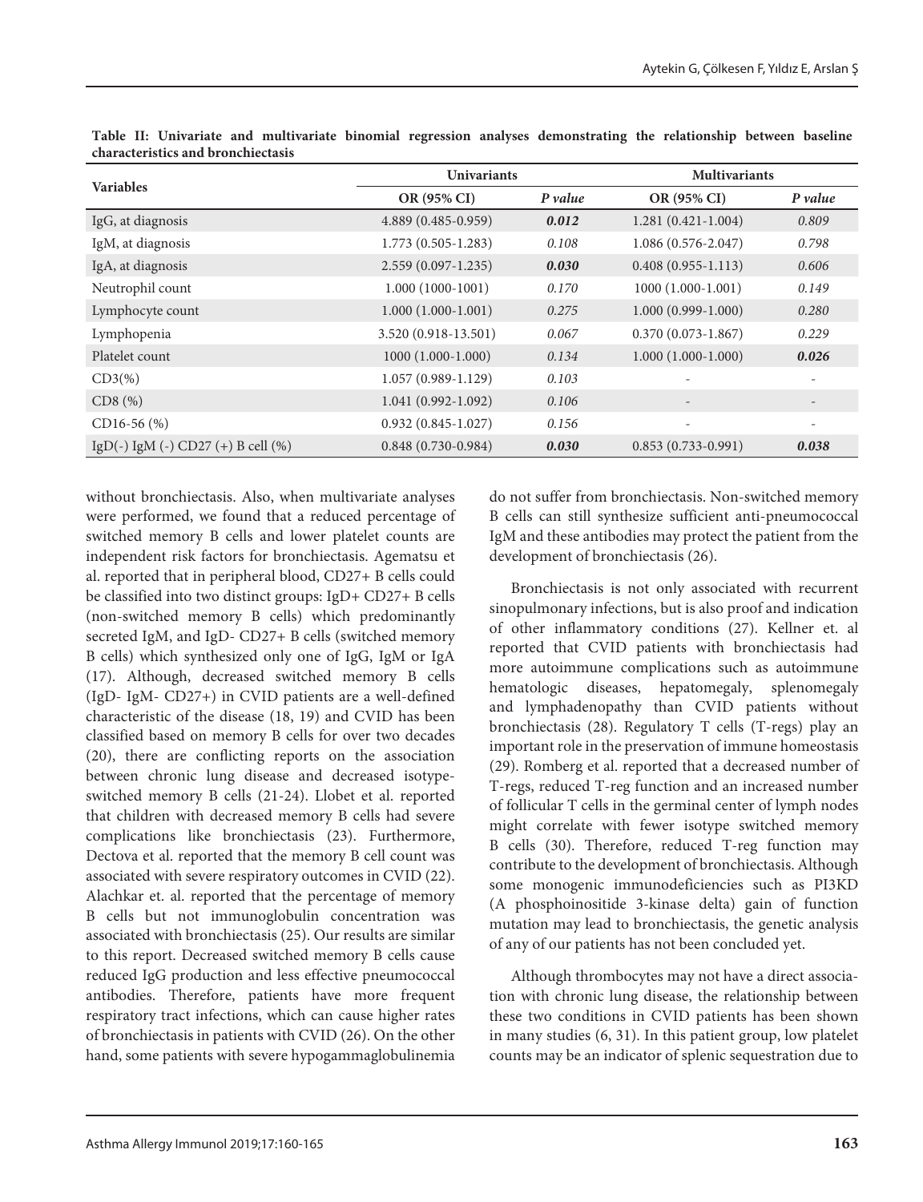**Table II: Univariate and multivariate binomial regression analyses demonstrating the relationship between baseline characteristics and bronchiectasis**

| Variables | Univariants | | Multivariants | |
|---|---|---|---|---|
| | OR (95% CI) | *P value* | OR (95% CI) | *P value* |
| IgG, at diagnosis | 4.889 (0.485-0.959) | ***0.012*** | 1.281 (0.421-1.004) | *0.809* |
| IgM, at diagnosis | 1.773 (0.505-1.283) | *0.108* | 1.086 (0.576-2.047) | *0.798* |
| IgA, at diagnosis | 2.559 (0.097-1.235) | ***0.030*** | 0.408 (0.955-1.113) | *0.606* |
| Neutrophil count | 1.000 (1000-1001) | *0.170* | 1000 (1.000-1.001) | *0.149* |
| Lymphocyte count | 1.000 (1.000-1.001) | *0.275* | 1.000 (0.999-1.000) | *0.280* |
| Lymphopenia | 3.520 (0.918-13.501) | *0.067* | 0.370 (0.073-1.867) | *0.229* |
| Platelet count | 1000 (1.000-1.000) | *0.134* | 1.000 (1.000-1.000) | ***0.026*** |
| CD3(%) | 1.057 (0.989-1.129) | *0.103* | - | - |
| CD8 (%) | 1.041 (0.992-1.092) | *0.106* | - | - |
| CD16-56 (%) | 0.932 (0.845-1.027) | *0.156* | - | - |
| IgD(-) IgM (-) CD27 (+) B cell (%) | 0.848 (0.730-0.984) | ***0.030*** | 0.853 (0.733-0.991) | ***0.038*** |

without bronchiectasis. Also, when multivariate analyses were performed, we found that a reduced percentage of switched memory B cells and lower platelet counts are independent risk factors for bronchiectasis. Agematsu et al. reported that in peripheral blood, CD27+ B cells could be classified into two distinct groups: IgD+ CD27+ B cells (non-switched memory B cells) which predominantly secreted IgM, and IgD- CD27+ B cells (switched memory B cells) which synthesized only one of IgG, IgM or IgA (17). Although, decreased switched memory B cells (IgD- IgM- CD27+) in CVID patients are a well-defined characteristic of the disease (18, 19) and CVID has been classified based on memory B cells for over two decades (20), there are conflicting reports on the association between chronic lung disease and decreased isotype-switched memory B cells (21-24). Llobet et al. reported that children with decreased memory B cells had severe complications like bronchiectasis (23). Furthermore, Dectova et al. reported that the memory B cell count was associated with severe respiratory outcomes in CVID (22). Alachkar et. al. reported that the percentage of memory B cells but not immunoglobulin concentration was associated with bronchiectasis (25). Our results are similar to this report. Decreased switched memory B cells cause reduced IgG production and less effective pneumococcal antibodies. Therefore, patients have more frequent respiratory tract infections, which can cause higher rates of bronchiectasis in patients with CVID (26). On the other hand, some patients with severe hypogammaglobulinemia do not suffer from bronchiectasis. Non-switched memory B cells can still synthesize sufficient anti-pneumococcal IgM and these antibodies may protect the patient from the development of bronchiectasis (26).

Bronchiectasis is not only associated with recurrent sinopulmonary infections, but is also proof and indication of other inflammatory conditions (27). Kellner et. al reported that CVID patients with bronchiectasis had more autoimmune complications such as autoimmune hematologic diseases, hepatomegaly, splenomegaly and lymphadenopathy than CVID patients without bronchiectasis (28). Regulatory T cells (T-regs) play an important role in the preservation of immune homeostasis (29). Romberg et al. reported that a decreased number of T-regs, reduced T-reg function and an increased number of follicular T cells in the germinal center of lymph nodes might correlate with fewer isotype switched memory B cells (30). Therefore, reduced T-reg function may contribute to the development of bronchiectasis. Although some monogenic immunodeficiencies such as PI3KD (A phosphoinositide 3-kinase delta) gain of function mutation may lead to bronchiectasis, the genetic analysis of any of our patients has not been concluded yet.

Although thrombocytes may not have a direct association with chronic lung disease, the relationship between these two conditions in CVID patients has been shown in many studies (6, 31). In this patient group, low platelet counts may be an indicator of splenic sequestration due to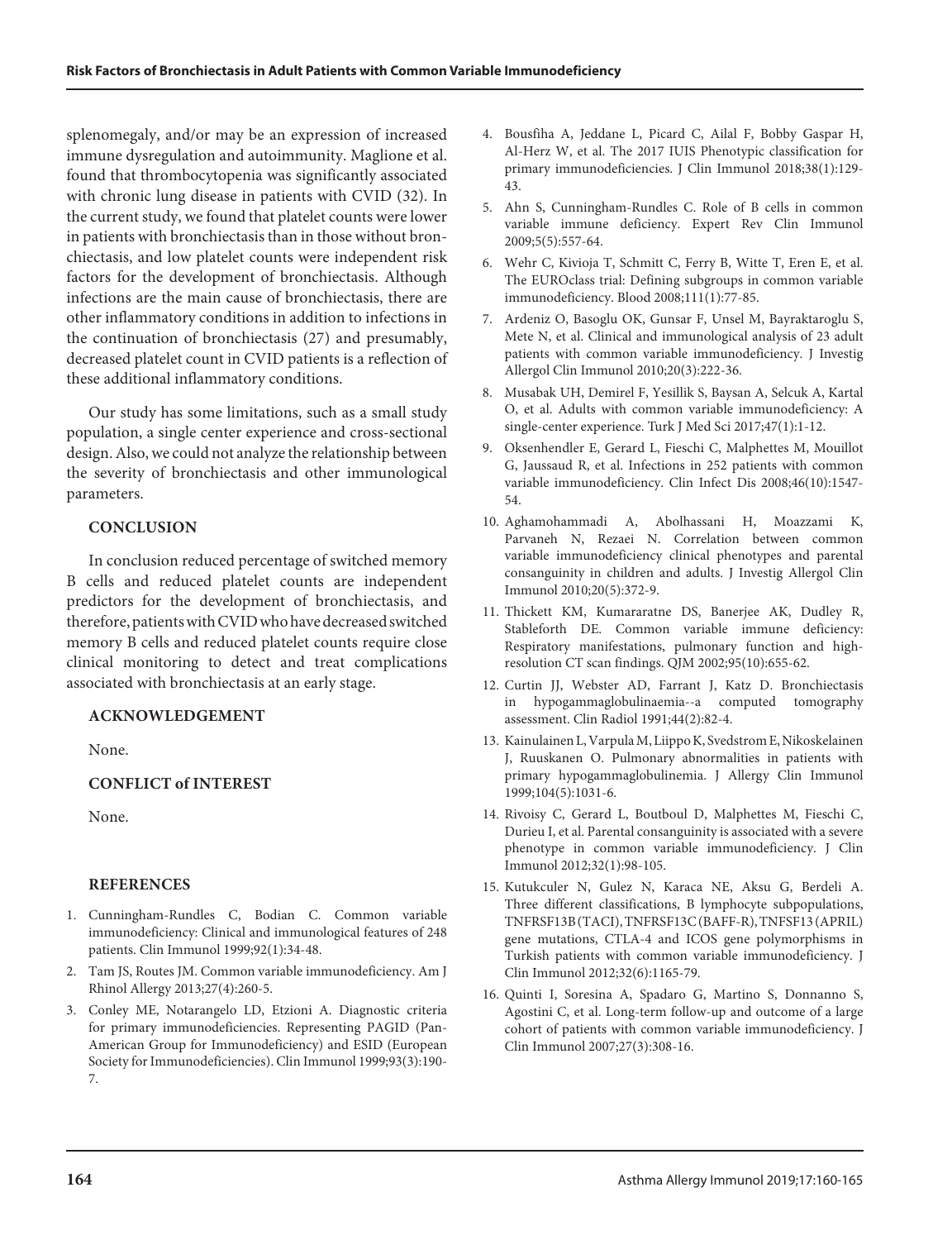splenomegaly, and/or may be an expression of increased immune dysregulation and autoimmunity. Maglione et al. found that thrombocytopenia was significantly associated with chronic lung disease in patients with CVID (32). In the current study, we found that platelet counts were lower in patients with bronchiectasis than in those without bronchiectasis, and low platelet counts were independent risk factors for the development of bronchiectasis. Although infections are the main cause of bronchiectasis, there are other inflammatory conditions in addition to infections in the continuation of bronchiectasis (27) and presumably, decreased platelet count in CVID patients is a reflection of these additional inflammatory conditions.

Our study has some limitations, such as a small study population, a single center experience and cross-sectional design. Also, we could not analyze the relationship between the severity of bronchiectasis and other immunological parameters.

## CONCLUSION

In conclusion reduced percentage of switched memory B cells and reduced platelet counts are independent predictors for the development of bronchiectasis, and therefore, patients with CVID who have decreased switched memory B cells and reduced platelet counts require close clinical monitoring to detect and treat complications associated with bronchiectasis at an early stage.

## ACKNOWLEDGEMENT

None.

## CONFLICT of INTEREST

None.

## REFERENCES

1. Cunningham-Rundles C, Bodian C. Common variable immunodeficiency: Clinical and immunological features of 248 patients. Clin Immunol 1999;92(1):34-48.
2. Tam JS, Routes JM. Common variable immunodeficiency. Am J Rhinol Allergy 2013;27(4):260-5.
3. Conley ME, Notarangelo LD, Etzioni A. Diagnostic criteria for primary immunodeficiencies. Representing PAGID (Pan-American Group for Immunodeficiency) and ESID (European Society for Immunodeficiencies). Clin Immunol 1999;93(3):190-7.
4. Bousfiha A, Jeddane L, Picard C, Ailal F, Bobby Gaspar H, Al-Herz W, et al. The 2017 IUIS Phenotypic classification for primary immunodeficiencies. J Clin Immunol 2018;38(1):129-43.
5. Ahn S, Cunningham-Rundles C. Role of B cells in common variable immune deficiency. Expert Rev Clin Immunol 2009;5(5):557-64.
6. Wehr C, Kivioja T, Schmitt C, Ferry B, Witte T, Eren E, et al. The EUROclass trial: Defining subgroups in common variable immunodeficiency. Blood 2008;111(1):77-85.
7. Ardeniz O, Basoglu OK, Gunsar F, Unsel M, Bayraktaroglu S, Mete N, et al. Clinical and immunological analysis of 23 adult patients with common variable immunodeficiency. J Investig Allergol Clin Immunol 2010;20(3):222-36.
8. Musabak UH, Demirel F, Yesillik S, Baysan A, Selcuk A, Kartal O, et al. Adults with common variable immunodeficiency: A single-center experience. Turk J Med Sci 2017;47(1):1-12.
9. Oksenhendler E, Gerard L, Fieschi C, Malphettes M, Mouillot G, Jaussaud R, et al. Infections in 252 patients with common variable immunodeficiency. Clin Infect Dis 2008;46(10):1547-54.
10. Aghamohammadi A, Abolhassani H, Moazzami K, Parvaneh N, Rezaei N. Correlation between common variable immunodeficiency clinical phenotypes and parental consanguinity in children and adults. J Investig Allergol Clin Immunol 2010;20(5):372-9.
11. Thickett KM, Kumararatne DS, Banerjee AK, Dudley R, Stableforth DE. Common variable immune deficiency: Respiratory manifestations, pulmonary function and high-resolution CT scan findings. QJM 2002;95(10):655-62.
12. Curtin JJ, Webster AD, Farrant J, Katz D. Bronchiectasis in hypogammaglobulinaemia--a computed tomography assessment. Clin Radiol 1991;44(2):82-4.
13. Kainulainen L, Varpula M, Liippo K, Svedstrom E, Nikoskelainen J, Ruuskanen O. Pulmonary abnormalities in patients with primary hypogammaglobulinemia. J Allergy Clin Immunol 1999;104(5):1031-6.
14. Rivoisy C, Gerard L, Boutboul D, Malphettes M, Fieschi C, Durieu I, et al. Parental consanguinity is associated with a severe phenotype in common variable immunodeficiency. J Clin Immunol 2012;32(1):98-105.
15. Kutukculer N, Gulez N, Karaca NE, Aksu G, Berdeli A. Three different classifications, B lymphocyte subpopulations, TNFRSF13B (TACI), TNFRSF13C (BAFF-R), TNFSF13 (APRIL) gene mutations, CTLA-4 and ICOS gene polymorphisms in Turkish patients with common variable immunodeficiency. J Clin Immunol 2012;32(6):1165-79.
16. Quinti I, Soresina A, Spadaro G, Martino S, Donnanno S, Agostini C, et al. Long-term follow-up and outcome of a large cohort of patients with common variable immunodeficiency. J Clin Immunol 2007;27(3):308-16.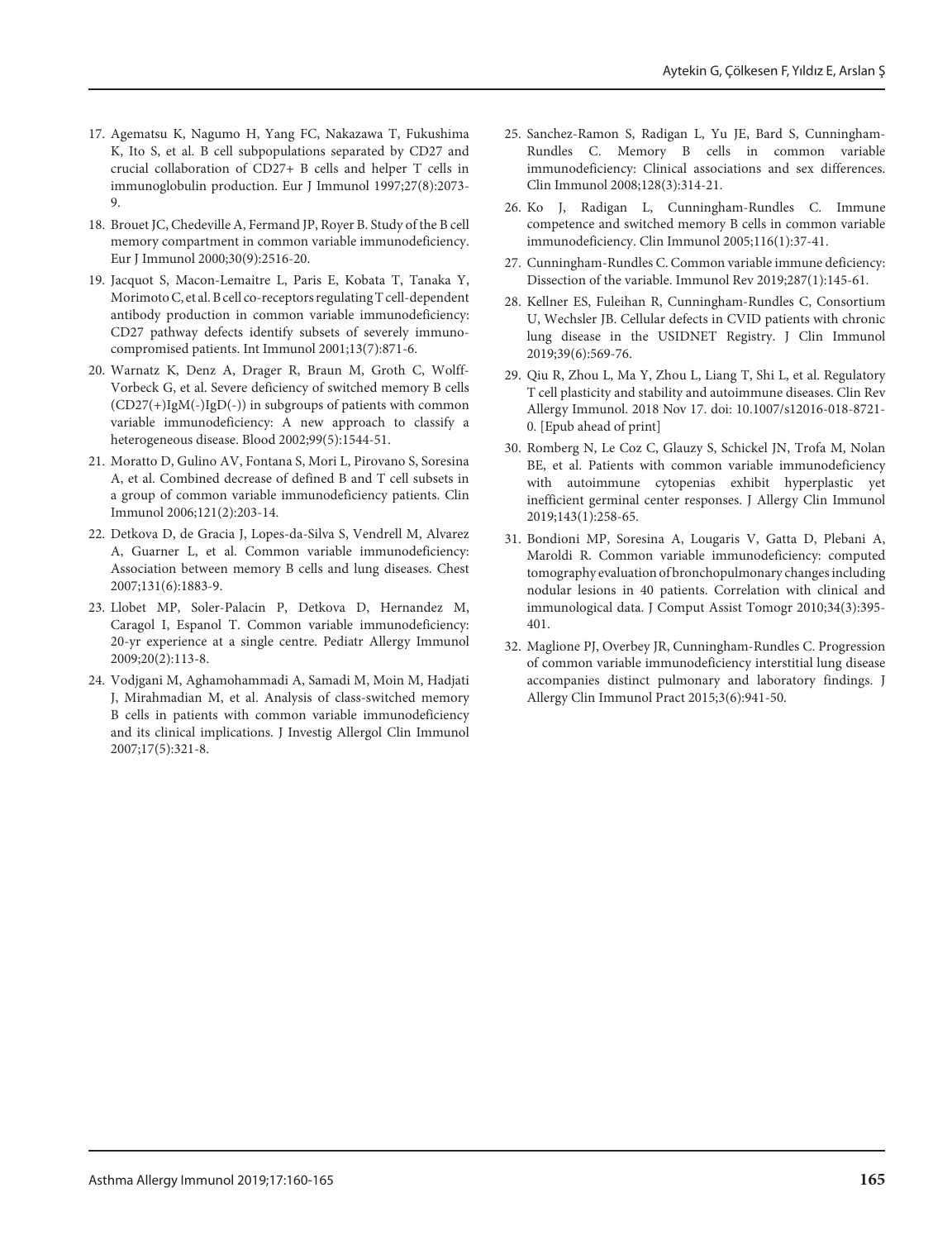17. Agematsu K, Nagumo H, Yang FC, Nakazawa T, Fukushima K, Ito S, et al. B cell subpopulations separated by CD27 and crucial collaboration of CD27+ B cells and helper T cells in immunoglobulin production. Eur J Immunol 1997;27(8):2073-9.
18. Brouet JC, Chedeville A, Fermand JP, Royer B. Study of the B cell memory compartment in common variable immunodeficiency. Eur J Immunol 2000;30(9):2516-20.
19. Jacquot S, Macon-Lemaitre L, Paris E, Kobata T, Tanaka Y, Morimoto C, et al. B cell co-receptors regulating T cell-dependent antibody production in common variable immunodeficiency: CD27 pathway defects identify subsets of severely immuno-compromised patients. Int Immunol 2001;13(7):871-6.
20. Warnatz K, Denz A, Drager R, Braun M, Groth C, Wolff-Vorbeck G, et al. Severe deficiency of switched memory B cells (CD27(+)IgM(-)IgD(-)) in subgroups of patients with common variable immunodeficiency: A new approach to classify a heterogeneous disease. Blood 2002;99(5):1544-51.
21. Moratto D, Gulino AV, Fontana S, Mori L, Pirovano S, Soresina A, et al. Combined decrease of defined B and T cell subsets in a group of common variable immunodeficiency patients. Clin Immunol 2006;121(2):203-14.
22. Detkova D, de Gracia J, Lopes-da-Silva S, Vendrell M, Alvarez A, Guarner L, et al. Common variable immunodeficiency: Association between memory B cells and lung diseases. Chest 2007;131(6):1883-9.
23. Llobet MP, Soler-Palacin P, Detkova D, Hernandez M, Caragol I, Espanol T. Common variable immunodeficiency: 20-yr experience at a single centre. Pediatr Allergy Immunol 2009;20(2):113-8.
24. Vodjgani M, Aghamohammadi A, Samadi M, Moin M, Hadjati J, Mirahmadian M, et al. Analysis of class-switched memory B cells in patients with common variable immunodeficiency and its clinical implications. J Investig Allergol Clin Immunol 2007;17(5):321-8.
25. Sanchez-Ramon S, Radigan L, Yu JE, Bard S, Cunningham-Rundles C. Memory B cells in common variable immunodeficiency: Clinical associations and sex differences. Clin Immunol 2008;128(3):314-21.
26. Ko J, Radigan L, Cunningham-Rundles C. Immune competence and switched memory B cells in common variable immunodeficiency. Clin Immunol 2005;116(1):37-41.
27. Cunningham-Rundles C. Common variable immune deficiency: Dissection of the variable. Immunol Rev 2019;287(1):145-61.
28. Kellner ES, Fuleihan R, Cunningham-Rundles C, Consortium U, Wechsler JB. Cellular defects in CVID patients with chronic lung disease in the USIDNET Registry. J Clin Immunol 2019;39(6):569-76.
29. Qiu R, Zhou L, Ma Y, Zhou L, Liang T, Shi L, et al. Regulatory T cell plasticity and stability and autoimmune diseases. Clin Rev Allergy Immunol. 2018 Nov 17. doi: 10.1007/s12016-018-8721-0. [Epub ahead of print]
30. Romberg N, Le Coz C, Glauzy S, Schickel JN, Trofa M, Nolan BE, et al. Patients with common variable immunodeficiency with autoimmune cytopenias exhibit hyperplastic yet inefficient germinal center responses. J Allergy Clin Immunol 2019;143(1):258-65.
31. Bondioni MP, Soresina A, Lougaris V, Gatta D, Plebani A, Maroldi R. Common variable immunodeficiency: computed tomography evaluation of bronchopulmonary changes including nodular lesions in 40 patients. Correlation with clinical and immunological data. J Comput Assist Tomogr 2010;34(3):395-401.
32. Maglione PJ, Overbey JR, Cunningham-Rundles C. Progression of common variable immunodeficiency interstitial lung disease accompanies distinct pulmonary and laboratory findings. J Allergy Clin Immunol Pract 2015;3(6):941-50.